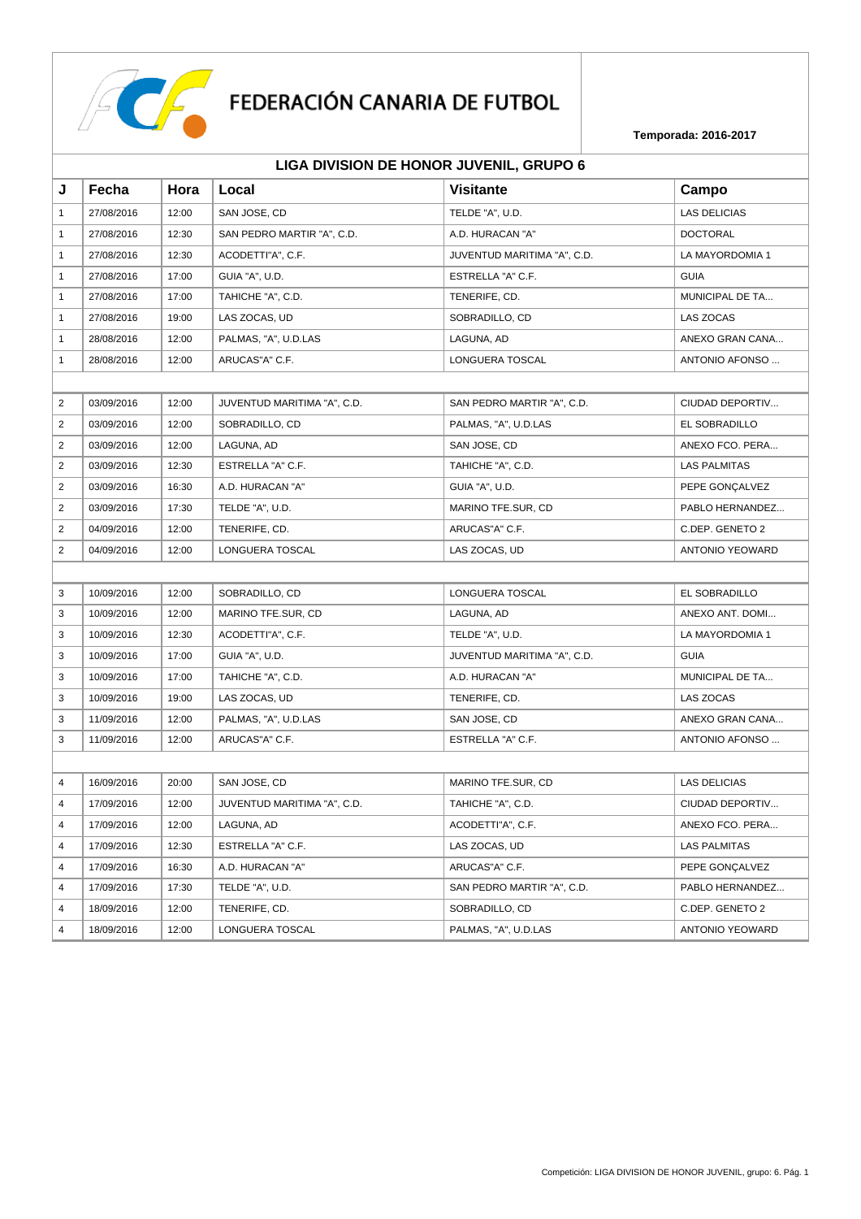# FEDERACIÓN CANARIA DE FUTBOL

**Temporada: 2016-2017**

## LIGA DIVISION DE HONOR JUVENIL, GRUPO 6

| J | Fecha | Hora | Local | Visitante | Campo |
|---|---|---|---|---|---|
| 1 | 27/08/2016 | 12:00 | SAN JOSE, CD | TELDE "A", U.D. | LAS DELICIAS |
| 1 | 27/08/2016 | 12:30 | SAN PEDRO MARTIR "A", C.D. | A.D. HURACAN "A" | DOCTORAL |
| 1 | 27/08/2016 | 12:30 | ACODETTI"A", C.F. | JUVENTUD MARITIMA "A", C.D. | LA MAYORDOMIA 1 |
| 1 | 27/08/2016 | 17:00 | GUIA "A", U.D. | ESTRELLA "A" C.F. | GUIA |
| 1 | 27/08/2016 | 17:00 | TAHICHE "A", C.D. | TENERIFE, CD. | MUNICIPAL DE TA... |
| 1 | 27/08/2016 | 19:00 | LAS ZOCAS, UD | SOBRADILLO, CD | LAS ZOCAS |
| 1 | 28/08/2016 | 12:00 | PALMAS, "A", U.D.LAS | LAGUNA, AD | ANEXO GRAN CANA... |
| 1 | 28/08/2016 | 12:00 | ARUCAS"A" C.F. | LONGUERA TOSCAL | ANTONIO AFONSO ... |
| | | | | | |
| 2 | 03/09/2016 | 12:00 | JUVENTUD MARITIMA "A", C.D. | SAN PEDRO MARTIR "A", C.D. | CIUDAD DEPORTIV... |
| 2 | 03/09/2016 | 12:00 | SOBRADILLO, CD | PALMAS, "A", U.D.LAS | EL SOBRADILLO |
| 2 | 03/09/2016 | 12:00 | LAGUNA, AD | SAN JOSE, CD | ANEXO FCO. PERA... |
| 2 | 03/09/2016 | 12:30 | ESTRELLA "A" C.F. | TAHICHE "A", C.D. | LAS PALMITAS |
| 2 | 03/09/2016 | 16:30 | A.D. HURACAN "A" | GUIA "A", U.D. | PEPE GONÇALVEZ |
| 2 | 03/09/2016 | 17:30 | TELDE "A", U.D. | MARINO TFE.SUR, CD | PABLO HERNANDEZ... |
| 2 | 04/09/2016 | 12:00 | TENERIFE, CD. | ARUCAS"A" C.F. | C.DEP. GENETO 2 |
| 2 | 04/09/2016 | 12:00 | LONGUERA TOSCAL | LAS ZOCAS, UD | ANTONIO YEOWARD |
| | | | | | |
| 3 | 10/09/2016 | 12:00 | SOBRADILLO, CD | LONGUERA TOSCAL | EL SOBRADILLO |
| 3 | 10/09/2016 | 12:00 | MARINO TFE.SUR, CD | LAGUNA, AD | ANEXO ANT. DOMI... |
| 3 | 10/09/2016 | 12:30 | ACODETTI"A", C.F. | TELDE "A", U.D. | LA MAYORDOMIA 1 |
| 3 | 10/09/2016 | 17:00 | GUIA "A", U.D. | JUVENTUD MARITIMA "A", C.D. | GUIA |
| 3 | 10/09/2016 | 17:00 | TAHICHE "A", C.D. | A.D. HURACAN "A" | MUNICIPAL DE TA... |
| 3 | 10/09/2016 | 19:00 | LAS ZOCAS, UD | TENERIFE, CD. | LAS ZOCAS |
| 3 | 11/09/2016 | 12:00 | PALMAS, "A", U.D.LAS | SAN JOSE, CD | ANEXO GRAN CANA... |
| 3 | 11/09/2016 | 12:00 | ARUCAS"A" C.F. | ESTRELLA "A" C.F. | ANTONIO AFONSO ... |
| | | | | | |
| 4 | 16/09/2016 | 20:00 | SAN JOSE, CD | MARINO TFE.SUR, CD | LAS DELICIAS |
| 4 | 17/09/2016 | 12:00 | JUVENTUD MARITIMA "A", C.D. | TAHICHE "A", C.D. | CIUDAD DEPORTIV... |
| 4 | 17/09/2016 | 12:00 | LAGUNA, AD | ACODETTI"A", C.F. | ANEXO FCO. PERA... |
| 4 | 17/09/2016 | 12:30 | ESTRELLA "A" C.F. | LAS ZOCAS, UD | LAS PALMITAS |
| 4 | 17/09/2016 | 16:30 | A.D. HURACAN "A" | ARUCAS"A" C.F. | PEPE GONÇALVEZ |
| 4 | 17/09/2016 | 17:30 | TELDE "A", U.D. | SAN PEDRO MARTIR "A", C.D. | PABLO HERNANDEZ... |
| 4 | 18/09/2016 | 12:00 | TENERIFE, CD. | SOBRADILLO, CD | C.DEP. GENETO 2 |
| 4 | 18/09/2016 | 12:00 | LONGUERA TOSCAL | PALMAS, "A", U.D.LAS | ANTONIO YEOWARD |

Competición: LIGA DIVISION DE HONOR JUVENIL, grupo: 6. Pág. 1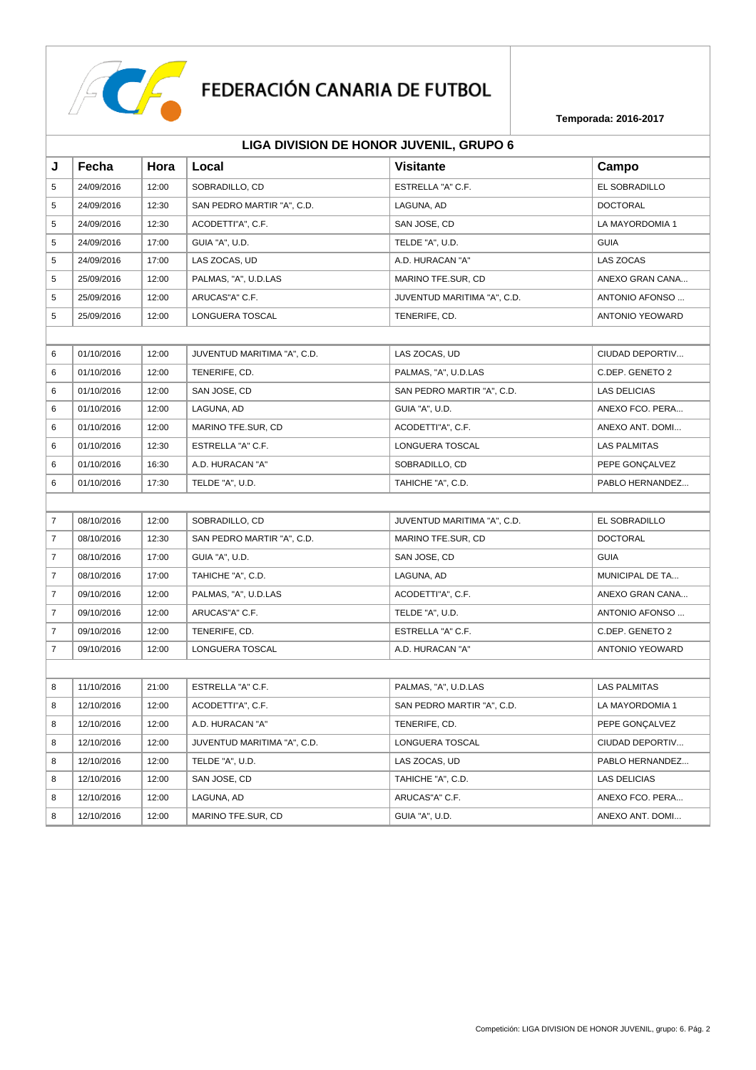# FEDERACIÓN CANARIA DE FUTBOL

**Temporada: 2016-2017**

## LIGA DIVISION DE HONOR JUVENIL, GRUPO 6

| J | Fecha | Hora | Local | Visitante | Campo |
|---|---|---|---|---|---|
| 5 | 24/09/2016 | 12:00 | SOBRADILLO, CD | ESTRELLA "A" C.F. | EL SOBRADILLO |
| 5 | 24/09/2016 | 12:30 | SAN PEDRO MARTIR "A", C.D. | LAGUNA, AD | DOCTORAL |
| 5 | 24/09/2016 | 12:30 | ACODETTI"A", C.F. | SAN JOSE, CD | LA MAYORDOMIA 1 |
| 5 | 24/09/2016 | 17:00 | GUIA "A", U.D. | TELDE "A", U.D. | GUIA |
| 5 | 24/09/2016 | 17:00 | LAS ZOCAS, UD | A.D. HURACAN "A" | LAS ZOCAS |
| 5 | 25/09/2016 | 12:00 | PALMAS, "A", U.D.LAS | MARINO TFE.SUR, CD | ANEXO GRAN CANA... |
| 5 | 25/09/2016 | 12:00 | ARUCAS"A" C.F. | JUVENTUD MARITIMA "A", C.D. | ANTONIO AFONSO ... |
| 5 | 25/09/2016 | 12:00 | LONGUERA TOSCAL | TENERIFE, CD. | ANTONIO YEOWARD |
| | | | | | |
| 6 | 01/10/2016 | 12:00 | JUVENTUD MARITIMA "A", C.D. | LAS ZOCAS, UD | CIUDAD DEPORTIV... |
| 6 | 01/10/2016 | 12:00 | TENERIFE, CD. | PALMAS, "A", U.D.LAS | C.DEP. GENETO 2 |
| 6 | 01/10/2016 | 12:00 | SAN JOSE, CD | SAN PEDRO MARTIR "A", C.D. | LAS DELICIAS |
| 6 | 01/10/2016 | 12:00 | LAGUNA, AD | GUIA "A", U.D. | ANEXO FCO. PERA... |
| 6 | 01/10/2016 | 12:00 | MARINO TFE.SUR, CD | ACODETTI"A", C.F. | ANEXO ANT. DOMI... |
| 6 | 01/10/2016 | 12:30 | ESTRELLA "A" C.F. | LONGUERA TOSCAL | LAS PALMITAS |
| 6 | 01/10/2016 | 16:30 | A.D. HURACAN "A" | SOBRADILLO, CD | PEPE GONÇALVEZ |
| 6 | 01/10/2016 | 17:30 | TELDE "A", U.D. | TAHICHE "A", C.D. | PABLO HERNANDEZ... |
| | | | | | |
| 7 | 08/10/2016 | 12:00 | SOBRADILLO, CD | JUVENTUD MARITIMA "A", C.D. | EL SOBRADILLO |
| 7 | 08/10/2016 | 12:30 | SAN PEDRO MARTIR "A", C.D. | MARINO TFE.SUR, CD | DOCTORAL |
| 7 | 08/10/2016 | 17:00 | GUIA "A", U.D. | SAN JOSE, CD | GUIA |
| 7 | 08/10/2016 | 17:00 | TAHICHE "A", C.D. | LAGUNA, AD | MUNICIPAL DE TA... |
| 7 | 09/10/2016 | 12:00 | PALMAS, "A", U.D.LAS | ACODETTI"A", C.F. | ANEXO GRAN CANA... |
| 7 | 09/10/2016 | 12:00 | ARUCAS"A" C.F. | TELDE "A", U.D. | ANTONIO AFONSO ... |
| 7 | 09/10/2016 | 12:00 | TENERIFE, CD. | ESTRELLA "A" C.F. | C.DEP. GENETO 2 |
| 7 | 09/10/2016 | 12:00 | LONGUERA TOSCAL | A.D. HURACAN "A" | ANTONIO YEOWARD |
| | | | | | |
| 8 | 11/10/2016 | 21:00 | ESTRELLA "A" C.F. | PALMAS, "A", U.D.LAS | LAS PALMITAS |
| 8 | 12/10/2016 | 12:00 | ACODETTI"A", C.F. | SAN PEDRO MARTIR "A", C.D. | LA MAYORDOMIA 1 |
| 8 | 12/10/2016 | 12:00 | A.D. HURACAN "A" | TENERIFE, CD. | PEPE GONÇALVEZ |
| 8 | 12/10/2016 | 12:00 | JUVENTUD MARITIMA "A", C.D. | LONGUERA TOSCAL | CIUDAD DEPORTIV... |
| 8 | 12/10/2016 | 12:00 | TELDE "A", U.D. | LAS ZOCAS, UD | PABLO HERNANDEZ... |
| 8 | 12/10/2016 | 12:00 | SAN JOSE, CD | TAHICHE "A", C.D. | LAS DELICIAS |
| 8 | 12/10/2016 | 12:00 | LAGUNA, AD | ARUCAS"A" C.F. | ANEXO FCO. PERA... |
| 8 | 12/10/2016 | 12:00 | MARINO TFE.SUR, CD | GUIA "A", U.D. | ANEXO ANT. DOMI... |

Competición: LIGA DIVISION DE HONOR JUVENIL, grupo: 6.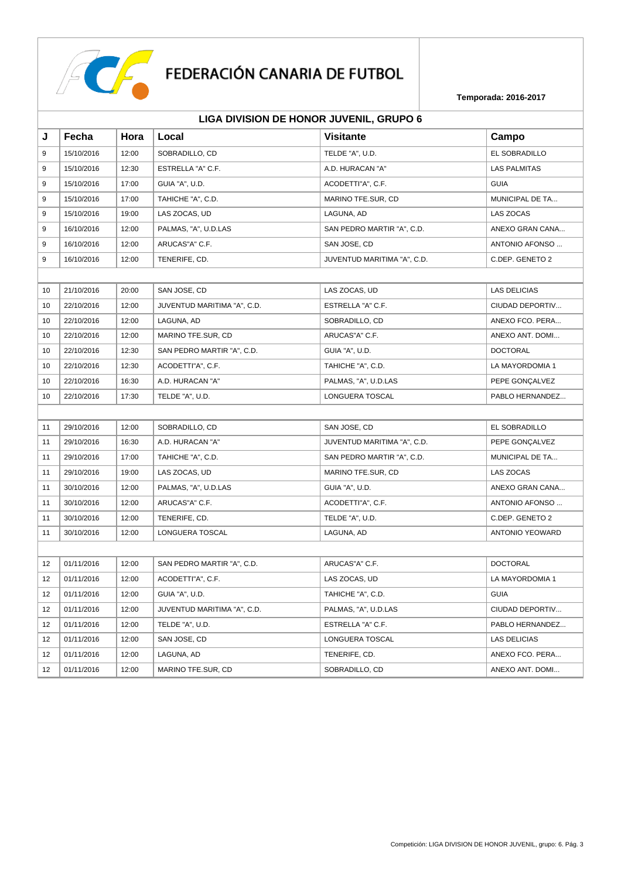# FEDERACIÓN CANARIA DE FUTBOL

**Temporada: 2016-2017**

## LIGA DIVISION DE HONOR JUVENIL, GRUPO 6

| J | Fecha | Hora | Local | Visitante | Campo |
|---|---|---|---|---|---|
| 9 | 15/10/2016 | 12:00 | SOBRADILLO, CD | TELDE "A", U.D. | EL SOBRADILLO |
| 9 | 15/10/2016 | 12:30 | ESTRELLA "A" C.F. | A.D. HURACAN "A" | LAS PALMITAS |
| 9 | 15/10/2016 | 17:00 | GUIA "A", U.D. | ACODETTI"A", C.F. | GUIA |
| 9 | 15/10/2016 | 17:00 | TAHICHE "A", C.D. | MARINO TFE.SUR, CD | MUNICIPAL DE TA... |
| 9 | 15/10/2016 | 19:00 | LAS ZOCAS, UD | LAGUNA, AD | LAS ZOCAS |
| 9 | 16/10/2016 | 12:00 | PALMAS, "A", U.D.LAS | SAN PEDRO MARTIR "A", C.D. | ANEXO GRAN CANA... |
| 9 | 16/10/2016 | 12:00 | ARUCAS"A" C.F. | SAN JOSE, CD | ANTONIO AFONSO ... |
| 9 | 16/10/2016 | 12:00 | TENERIFE, CD. | JUVENTUD MARITIMA "A", C.D. | C.DEP. GENETO 2 |
| | | | | | |
| 10 | 21/10/2016 | 20:00 | SAN JOSE, CD | LAS ZOCAS, UD | LAS DELICIAS |
| 10 | 22/10/2016 | 12:00 | JUVENTUD MARITIMA "A", C.D. | ESTRELLA "A" C.F. | CIUDAD DEPORTIV... |
| 10 | 22/10/2016 | 12:00 | LAGUNA, AD | SOBRADILLO, CD | ANEXO FCO. PERA... |
| 10 | 22/10/2016 | 12:00 | MARINO TFE.SUR, CD | ARUCAS"A" C.F. | ANEXO ANT. DOMI... |
| 10 | 22/10/2016 | 12:30 | SAN PEDRO MARTIR "A", C.D. | GUIA "A", U.D. | DOCTORAL |
| 10 | 22/10/2016 | 12:30 | ACODETTI"A", C.F. | TAHICHE "A", C.D. | LA MAYORDOMIA 1 |
| 10 | 22/10/2016 | 16:30 | A.D. HURACAN "A" | PALMAS, "A", U.D.LAS | PEPE GONÇALVEZ |
| 10 | 22/10/2016 | 17:30 | TELDE "A", U.D. | LONGUERA TOSCAL | PABLO HERNANDEZ... |
| | | | | | |
| 11 | 29/10/2016 | 12:00 | SOBRADILLO, CD | SAN JOSE, CD | EL SOBRADILLO |
| 11 | 29/10/2016 | 16:30 | A.D. HURACAN "A" | JUVENTUD MARITIMA "A", C.D. | PEPE GONÇALVEZ |
| 11 | 29/10/2016 | 17:00 | TAHICHE "A", C.D. | SAN PEDRO MARTIR "A", C.D. | MUNICIPAL DE TA... |
| 11 | 29/10/2016 | 19:00 | LAS ZOCAS, UD | MARINO TFE.SUR, CD | LAS ZOCAS |
| 11 | 30/10/2016 | 12:00 | PALMAS, "A", U.D.LAS | GUIA "A", U.D. | ANEXO GRAN CANA... |
| 11 | 30/10/2016 | 12:00 | ARUCAS"A" C.F. | ACODETTI"A", C.F. | ANTONIO AFONSO ... |
| 11 | 30/10/2016 | 12:00 | TENERIFE, CD. | TELDE "A", U.D. | C.DEP. GENETO 2 |
| 11 | 30/10/2016 | 12:00 | LONGUERA TOSCAL | LAGUNA, AD | ANTONIO YEOWARD |
| | | | | | |
| 12 | 01/11/2016 | 12:00 | SAN PEDRO MARTIR "A", C.D. | ARUCAS"A" C.F. | DOCTORAL |
| 12 | 01/11/2016 | 12:00 | ACODETTI"A", C.F. | LAS ZOCAS, UD | LA MAYORDOMIA 1 |
| 12 | 01/11/2016 | 12:00 | GUIA "A", U.D. | TAHICHE "A", C.D. | GUIA |
| 12 | 01/11/2016 | 12:00 | JUVENTUD MARITIMA "A", C.D. | PALMAS, "A", U.D.LAS | CIUDAD DEPORTIV... |
| 12 | 01/11/2016 | 12:00 | TELDE "A", U.D. | ESTRELLA "A" C.F. | PABLO HERNANDEZ... |
| 12 | 01/11/2016 | 12:00 | SAN JOSE, CD | LONGUERA TOSCAL | LAS DELICIAS |
| 12 | 01/11/2016 | 12:00 | LAGUNA, AD | TENERIFE, CD. | ANEXO FCO. PERA... |
| 12 | 01/11/2016 | 12:00 | MARINO TFE.SUR, CD | SOBRADILLO, CD | ANEXO ANT. DOMI... |

Competición: LIGA DIVISION DE HONOR JUVENIL, grupo: 6.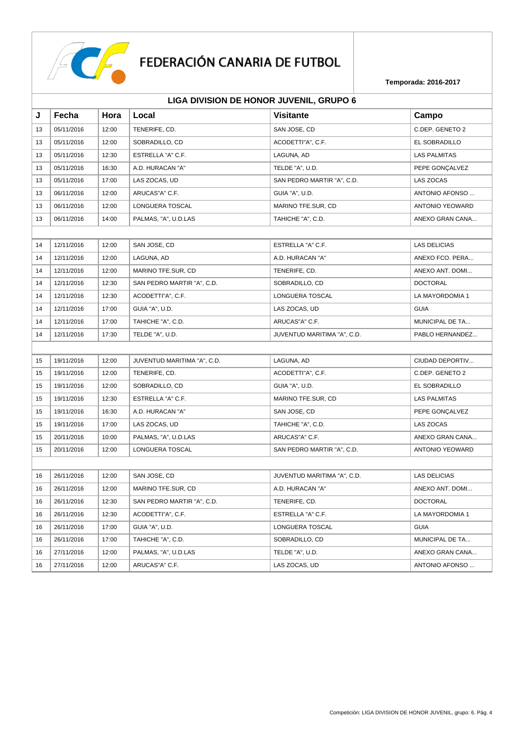# FEDERACIÓN CANARIA DE FUTBOL

**Temporada: 2016-2017**

## LIGA DIVISION DE HONOR JUVENIL, GRUPO 6

| J | Fecha | Hora | Local | Visitante | Campo |
|---|---|---|---|---|---|
| 13 | 05/11/2016 | 12:00 | TENERIFE, CD. | SAN JOSE, CD | C.DEP. GENETO 2 |
| 13 | 05/11/2016 | 12:00 | SOBRADILLO, CD | ACODETTI"A", C.F. | EL SOBRADILLO |
| 13 | 05/11/2016 | 12:30 | ESTRELLA "A" C.F. | LAGUNA, AD | LAS PALMITAS |
| 13 | 05/11/2016 | 16:30 | A.D. HURACAN "A" | TELDE "A", U.D. | PEPE GONÇALVEZ |
| 13 | 05/11/2016 | 17:00 | LAS ZOCAS, UD | SAN PEDRO MARTIR "A", C.D. | LAS ZOCAS |
| 13 | 06/11/2016 | 12:00 | ARUCAS"A" C.F. | GUIA "A", U.D. | ANTONIO AFONSO ... |
| 13 | 06/11/2016 | 12:00 | LONGUERA TOSCAL | MARINO TFE.SUR, CD | ANTONIO YEOWARD |
| 13 | 06/11/2016 | 14:00 | PALMAS, "A", U.D.LAS | TAHICHE "A", C.D. | ANEXO GRAN CANA... |
| | | | | | |
| 14 | 12/11/2016 | 12:00 | SAN JOSE, CD | ESTRELLA "A" C.F. | LAS DELICIAS |
| 14 | 12/11/2016 | 12:00 | LAGUNA, AD | A.D. HURACAN "A" | ANEXO FCO. PERA... |
| 14 | 12/11/2016 | 12:00 | MARINO TFE.SUR, CD | TENERIFE, CD. | ANEXO ANT. DOMI... |
| 14 | 12/11/2016 | 12:30 | SAN PEDRO MARTIR "A", C.D. | SOBRADILLO, CD | DOCTORAL |
| 14 | 12/11/2016 | 12:30 | ACODETTI"A", C.F. | LONGUERA TOSCAL | LA MAYORDOMIA 1 |
| 14 | 12/11/2016 | 17:00 | GUIA "A", U.D. | LAS ZOCAS, UD | GUIA |
| 14 | 12/11/2016 | 17:00 | TAHICHE "A", C.D. | ARUCAS"A" C.F. | MUNICIPAL DE TA... |
| 14 | 12/11/2016 | 17:30 | TELDE "A", U.D. | JUVENTUD MARITIMA "A", C.D. | PABLO HERNANDEZ... |
| | | | | | |
| 15 | 19/11/2016 | 12:00 | JUVENTUD MARITIMA "A", C.D. | LAGUNA, AD | CIUDAD DEPORTIV... |
| 15 | 19/11/2016 | 12:00 | TENERIFE, CD. | ACODETTI"A", C.F. | C.DEP. GENETO 2 |
| 15 | 19/11/2016 | 12:00 | SOBRADILLO, CD | GUIA "A", U.D. | EL SOBRADILLO |
| 15 | 19/11/2016 | 12:30 | ESTRELLA "A" C.F. | MARINO TFE.SUR, CD | LAS PALMITAS |
| 15 | 19/11/2016 | 16:30 | A.D. HURACAN "A" | SAN JOSE, CD | PEPE GONÇALVEZ |
| 15 | 19/11/2016 | 17:00 | LAS ZOCAS, UD | TAHICHE "A", C.D. | LAS ZOCAS |
| 15 | 20/11/2016 | 10:00 | PALMAS, "A", U.D.LAS | ARUCAS"A" C.F. | ANEXO GRAN CANA... |
| 15 | 20/11/2016 | 12:00 | LONGUERA TOSCAL | SAN PEDRO MARTIR "A", C.D. | ANTONIO YEOWARD |
| | | | | | |
| 16 | 26/11/2016 | 12:00 | SAN JOSE, CD | JUVENTUD MARITIMA "A", C.D. | LAS DELICIAS |
| 16 | 26/11/2016 | 12:00 | MARINO TFE.SUR, CD | A.D. HURACAN "A" | ANEXO ANT. DOMI... |
| 16 | 26/11/2016 | 12:30 | SAN PEDRO MARTIR "A", C.D. | TENERIFE, CD. | DOCTORAL |
| 16 | 26/11/2016 | 12:30 | ACODETTI"A", C.F. | ESTRELLA "A" C.F. | LA MAYORDOMIA 1 |
| 16 | 26/11/2016 | 17:00 | GUIA "A", U.D. | LONGUERA TOSCAL | GUIA |
| 16 | 26/11/2016 | 17:00 | TAHICHE "A", C.D. | SOBRADILLO, CD | MUNICIPAL DE TA... |
| 16 | 27/11/2016 | 12:00 | PALMAS, "A", U.D.LAS | TELDE "A", U.D. | ANEXO GRAN CANA... |
| 16 | 27/11/2016 | 12:00 | ARUCAS"A" C.F. | LAS ZOCAS, UD | ANTONIO AFONSO ... |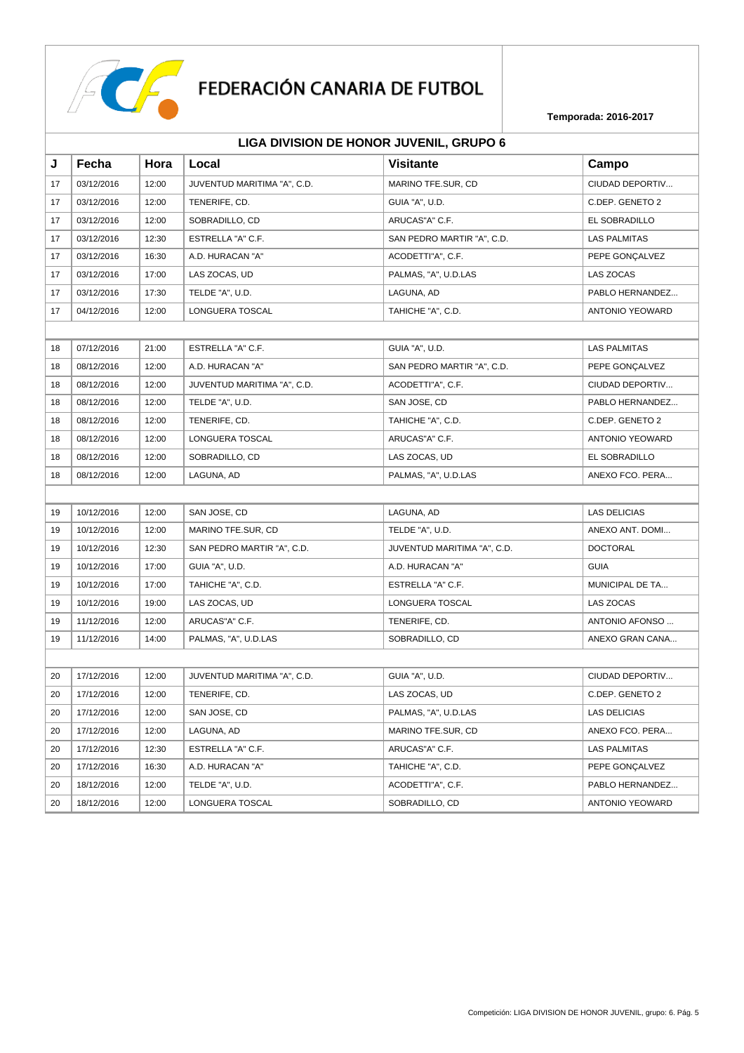# FEDERACIÓN CANARIA DE FUTBOL

**Temporada: 2016-2017**

## LIGA DIVISION DE HONOR JUVENIL, GRUPO 6

| J | Fecha | Hora | Local | Visitante | Campo |
|---|---|---|---|---|---|
| 17 | 03/12/2016 | 12:00 | JUVENTUD MARITIMA "A", C.D. | MARINO TFE.SUR, CD | CIUDAD DEPORTIV... |
| 17 | 03/12/2016 | 12:00 | TENERIFE, CD. | GUIA "A", U.D. | C.DEP. GENETO 2 |
| 17 | 03/12/2016 | 12:00 | SOBRADILLO, CD | ARUCAS"A" C.F. | EL SOBRADILLO |
| 17 | 03/12/2016 | 12:30 | ESTRELLA "A" C.F. | SAN PEDRO MARTIR "A", C.D. | LAS PALMITAS |
| 17 | 03/12/2016 | 16:30 | A.D. HURACAN "A" | ACODETTI"A", C.F. | PEPE GONÇALVEZ |
| 17 | 03/12/2016 | 17:00 | LAS ZOCAS, UD | PALMAS, "A", U.D.LAS | LAS ZOCAS |
| 17 | 03/12/2016 | 17:30 | TELDE "A", U.D. | LAGUNA, AD | PABLO HERNANDEZ... |
| 17 | 04/12/2016 | 12:00 | LONGUERA TOSCAL | TAHICHE "A", C.D. | ANTONIO YEOWARD |
| | | | | | |
| 18 | 07/12/2016 | 21:00 | ESTRELLA "A" C.F. | GUIA "A", U.D. | LAS PALMITAS |
| 18 | 08/12/2016 | 12:00 | A.D. HURACAN "A" | SAN PEDRO MARTIR "A", C.D. | PEPE GONÇALVEZ |
| 18 | 08/12/2016 | 12:00 | JUVENTUD MARITIMA "A", C.D. | ACODETTI"A", C.F. | CIUDAD DEPORTIV... |
| 18 | 08/12/2016 | 12:00 | TELDE "A", U.D. | SAN JOSE, CD | PABLO HERNANDEZ... |
| 18 | 08/12/2016 | 12:00 | TENERIFE, CD. | TAHICHE "A", C.D. | C.DEP. GENETO 2 |
| 18 | 08/12/2016 | 12:00 | LONGUERA TOSCAL | ARUCAS"A" C.F. | ANTONIO YEOWARD |
| 18 | 08/12/2016 | 12:00 | SOBRADILLO, CD | LAS ZOCAS, UD | EL SOBRADILLO |
| 18 | 08/12/2016 | 12:00 | LAGUNA, AD | PALMAS, "A", U.D.LAS | ANEXO FCO. PERA... |
| | | | | | |
| 19 | 10/12/2016 | 12:00 | SAN JOSE, CD | LAGUNA, AD | LAS DELICIAS |
| 19 | 10/12/2016 | 12:00 | MARINO TFE.SUR, CD | TELDE "A", U.D. | ANEXO ANT. DOMI... |
| 19 | 10/12/2016 | 12:30 | SAN PEDRO MARTIR "A", C.D. | JUVENTUD MARITIMA "A", C.D. | DOCTORAL |
| 19 | 10/12/2016 | 17:00 | GUIA "A", U.D. | A.D. HURACAN "A" | GUIA |
| 19 | 10/12/2016 | 17:00 | TAHICHE "A", C.D. | ESTRELLA "A" C.F. | MUNICIPAL DE TA... |
| 19 | 10/12/2016 | 19:00 | LAS ZOCAS, UD | LONGUERA TOSCAL | LAS ZOCAS |
| 19 | 11/12/2016 | 12:00 | ARUCAS"A" C.F. | TENERIFE, CD. | ANTONIO AFONSO ... |
| 19 | 11/12/2016 | 14:00 | PALMAS, "A", U.D.LAS | SOBRADILLO, CD | ANEXO GRAN CANA... |
| | | | | | |
| 20 | 17/12/2016 | 12:00 | JUVENTUD MARITIMA "A", C.D. | GUIA "A", U.D. | CIUDAD DEPORTIV... |
| 20 | 17/12/2016 | 12:00 | TENERIFE, CD. | LAS ZOCAS, UD | C.DEP. GENETO 2 |
| 20 | 17/12/2016 | 12:00 | SAN JOSE, CD | PALMAS, "A", U.D.LAS | LAS DELICIAS |
| 20 | 17/12/2016 | 12:00 | LAGUNA, AD | MARINO TFE.SUR, CD | ANEXO FCO. PERA... |
| 20 | 17/12/2016 | 12:30 | ESTRELLA "A" C.F. | ARUCAS"A" C.F. | LAS PALMITAS |
| 20 | 17/12/2016 | 16:30 | A.D. HURACAN "A" | TAHICHE "A", C.D. | PEPE GONÇALVEZ |
| 20 | 18/12/2016 | 12:00 | TELDE "A", U.D. | ACODETTI"A", C.F. | PABLO HERNANDEZ... |
| 20 | 18/12/2016 | 12:00 | LONGUERA TOSCAL | SOBRADILLO, CD | ANTONIO YEOWARD |

Competición: LIGA DIVISION DE HONOR JUVENIL, grupo: 6.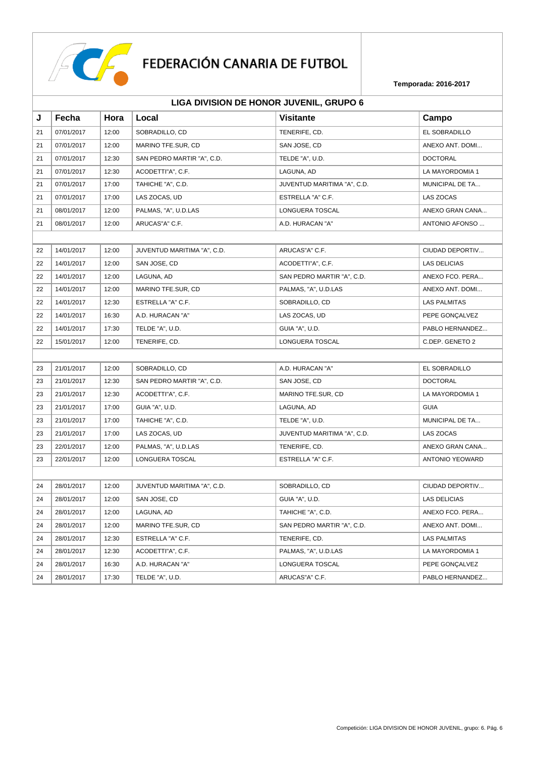# FEDERACIÓN CANARIA DE FUTBOL

**Temporada: 2016-2017**

## LIGA DIVISION DE HONOR JUVENIL, GRUPO 6

| J | Fecha | Hora | Local | Visitante | Campo |
|---|---|---|---|---|---|
| 21 | 07/01/2017 | 12:00 | SOBRADILLO, CD | TENERIFE, CD. | EL SOBRADILLO |
| 21 | 07/01/2017 | 12:00 | MARINO TFE.SUR, CD | SAN JOSE, CD | ANEXO ANT. DOMI... |
| 21 | 07/01/2017 | 12:30 | SAN PEDRO MARTIR "A", C.D. | TELDE "A", U.D. | DOCTORAL |
| 21 | 07/01/2017 | 12:30 | ACODETTI"A", C.F. | LAGUNA, AD | LA MAYORDOMIA 1 |
| 21 | 07/01/2017 | 17:00 | TAHICHE "A", C.D. | JUVENTUD MARITIMA "A", C.D. | MUNICIPAL DE TA... |
| 21 | 07/01/2017 | 17:00 | LAS ZOCAS, UD | ESTRELLA "A" C.F. | LAS ZOCAS |
| 21 | 08/01/2017 | 12:00 | PALMAS, "A", U.D.LAS | LONGUERA TOSCAL | ANEXO GRAN CANA... |
| 21 | 08/01/2017 | 12:00 | ARUCAS"A" C.F. | A.D. HURACAN "A" | ANTONIO AFONSO ... |
| | | | | | |
| 22 | 14/01/2017 | 12:00 | JUVENTUD MARITIMA "A", C.D. | ARUCAS"A" C.F. | CIUDAD DEPORTIV... |
| 22 | 14/01/2017 | 12:00 | SAN JOSE, CD | ACODETTI"A", C.F. | LAS DELICIAS |
| 22 | 14/01/2017 | 12:00 | LAGUNA, AD | SAN PEDRO MARTIR "A", C.D. | ANEXO FCO. PERA... |
| 22 | 14/01/2017 | 12:00 | MARINO TFE.SUR, CD | PALMAS, "A", U.D.LAS | ANEXO ANT. DOMI... |
| 22 | 14/01/2017 | 12:30 | ESTRELLA "A" C.F. | SOBRADILLO, CD | LAS PALMITAS |
| 22 | 14/01/2017 | 16:30 | A.D. HURACAN "A" | LAS ZOCAS, UD | PEPE GONÇALVEZ |
| 22 | 14/01/2017 | 17:30 | TELDE "A", U.D. | GUIA "A", U.D. | PABLO HERNANDEZ... |
| 22 | 15/01/2017 | 12:00 | TENERIFE, CD. | LONGUERA TOSCAL | C.DEP. GENETO 2 |
| | | | | | |
| 23 | 21/01/2017 | 12:00 | SOBRADILLO, CD | A.D. HURACAN "A" | EL SOBRADILLO |
| 23 | 21/01/2017 | 12:30 | SAN PEDRO MARTIR "A", C.D. | SAN JOSE, CD | DOCTORAL |
| 23 | 21/01/2017 | 12:30 | ACODETTI"A", C.F. | MARINO TFE.SUR, CD | LA MAYORDOMIA 1 |
| 23 | 21/01/2017 | 17:00 | GUIA "A", U.D. | LAGUNA, AD | GUIA |
| 23 | 21/01/2017 | 17:00 | TAHICHE "A", C.D. | TELDE "A", U.D. | MUNICIPAL DE TA... |
| 23 | 21/01/2017 | 17:00 | LAS ZOCAS, UD | JUVENTUD MARITIMA "A", C.D. | LAS ZOCAS |
| 23 | 22/01/2017 | 12:00 | PALMAS, "A", U.D.LAS | TENERIFE, CD. | ANEXO GRAN CANA... |
| 23 | 22/01/2017 | 12:00 | LONGUERA TOSCAL | ESTRELLA "A" C.F. | ANTONIO YEOWARD |
| | | | | | |
| 24 | 28/01/2017 | 12:00 | JUVENTUD MARITIMA "A", C.D. | SOBRADILLO, CD | CIUDAD DEPORTIV... |
| 24 | 28/01/2017 | 12:00 | SAN JOSE, CD | GUIA "A", U.D. | LAS DELICIAS |
| 24 | 28/01/2017 | 12:00 | LAGUNA, AD | TAHICHE "A", C.D. | ANEXO FCO. PERA... |
| 24 | 28/01/2017 | 12:00 | MARINO TFE.SUR, CD | SAN PEDRO MARTIR "A", C.D. | ANEXO ANT. DOMI... |
| 24 | 28/01/2017 | 12:30 | ESTRELLA "A" C.F. | TENERIFE, CD. | LAS PALMITAS |
| 24 | 28/01/2017 | 12:30 | ACODETTI"A", C.F. | PALMAS, "A", U.D.LAS | LA MAYORDOMIA 1 |
| 24 | 28/01/2017 | 16:30 | A.D. HURACAN "A" | LONGUERA TOSCAL | PEPE GONÇALVEZ |
| 24 | 28/01/2017 | 17:30 | TELDE "A", U.D. | ARUCAS"A" C.F. | PABLO HERNANDEZ... |

Competición: LIGA DIVISION DE HONOR JUVENIL, grupo: 6.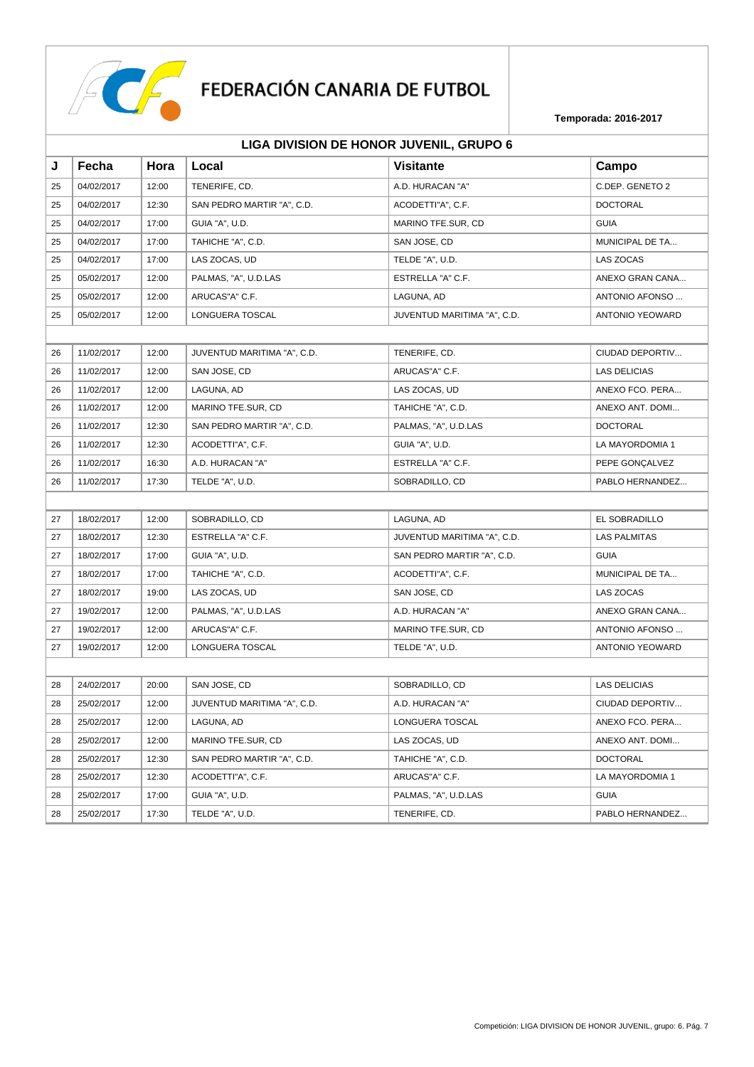# FEDERACIÓN CANARIA DE FUTBOL

**Temporada: 2016-2017**

## LIGA DIVISION DE HONOR JUVENIL, GRUPO 6

| J | Fecha | Hora | Local | Visitante | Campo |
|---|---|---|---|---|---|
| 25 | 04/02/2017 | 12:00 | TENERIFE, CD. | A.D. HURACAN "A" | C.DEP. GENETO 2 |
| 25 | 04/02/2017 | 12:30 | SAN PEDRO MARTIR "A", C.D. | ACODETTI"A", C.F. | DOCTORAL |
| 25 | 04/02/2017 | 17:00 | GUIA "A", U.D. | MARINO TFE.SUR, CD | GUIA |
| 25 | 04/02/2017 | 17:00 | TAHICHE "A", C.D. | SAN JOSE, CD | MUNICIPAL DE TA... |
| 25 | 04/02/2017 | 17:00 | LAS ZOCAS, UD | TELDE "A", U.D. | LAS ZOCAS |
| 25 | 05/02/2017 | 12:00 | PALMAS, "A", U.D.LAS | ESTRELLA "A" C.F. | ANEXO GRAN CANA... |
| 25 | 05/02/2017 | 12:00 | ARUCAS"A" C.F. | LAGUNA, AD | ANTONIO AFONSO ... |
| 25 | 05/02/2017 | 12:00 | LONGUERA TOSCAL | JUVENTUD MARITIMA "A", C.D. | ANTONIO YEOWARD |
| | | | | | |
| 26 | 11/02/2017 | 12:00 | JUVENTUD MARITIMA "A", C.D. | TENERIFE, CD. | CIUDAD DEPORTIV... |
| 26 | 11/02/2017 | 12:00 | SAN JOSE, CD | ARUCAS"A" C.F. | LAS DELICIAS |
| 26 | 11/02/2017 | 12:00 | LAGUNA, AD | LAS ZOCAS, UD | ANEXO FCO. PERA... |
| 26 | 11/02/2017 | 12:00 | MARINO TFE.SUR, CD | TAHICHE "A", C.D. | ANEXO ANT. DOMI... |
| 26 | 11/02/2017 | 12:30 | SAN PEDRO MARTIR "A", C.D. | PALMAS, "A", U.D.LAS | DOCTORAL |
| 26 | 11/02/2017 | 12:30 | ACODETTI"A", C.F. | GUIA "A", U.D. | LA MAYORDOMIA 1 |
| 26 | 11/02/2017 | 16:30 | A.D. HURACAN "A" | ESTRELLA "A" C.F. | PEPE GONÇALVEZ |
| 26 | 11/02/2017 | 17:30 | TELDE "A", U.D. | SOBRADILLO, CD | PABLO HERNANDEZ... |
| | | | | | |
| 27 | 18/02/2017 | 12:00 | SOBRADILLO, CD | LAGUNA, AD | EL SOBRADILLO |
| 27 | 18/02/2017 | 12:30 | ESTRELLA "A" C.F. | JUVENTUD MARITIMA "A", C.D. | LAS PALMITAS |
| 27 | 18/02/2017 | 17:00 | GUIA "A", U.D. | SAN PEDRO MARTIR "A", C.D. | GUIA |
| 27 | 18/02/2017 | 17:00 | TAHICHE "A", C.D. | ACODETTI"A", C.F. | MUNICIPAL DE TA... |
| 27 | 18/02/2017 | 19:00 | LAS ZOCAS, UD | SAN JOSE, CD | LAS ZOCAS |
| 27 | 19/02/2017 | 12:00 | PALMAS, "A", U.D.LAS | A.D. HURACAN "A" | ANEXO GRAN CANA... |
| 27 | 19/02/2017 | 12:00 | ARUCAS"A" C.F. | MARINO TFE.SUR, CD | ANTONIO AFONSO ... |
| 27 | 19/02/2017 | 12:00 | LONGUERA TOSCAL | TELDE "A", U.D. | ANTONIO YEOWARD |
| | | | | | |
| 28 | 24/02/2017 | 20:00 | SAN JOSE, CD | SOBRADILLO, CD | LAS DELICIAS |
| 28 | 25/02/2017 | 12:00 | JUVENTUD MARITIMA "A", C.D. | A.D. HURACAN "A" | CIUDAD DEPORTIV... |
| 28 | 25/02/2017 | 12:00 | LAGUNA, AD | LONGUERA TOSCAL | ANEXO FCO. PERA... |
| 28 | 25/02/2017 | 12:00 | MARINO TFE.SUR, CD | LAS ZOCAS, UD | ANEXO ANT. DOMI... |
| 28 | 25/02/2017 | 12:30 | SAN PEDRO MARTIR "A", C.D. | TAHICHE "A", C.D. | DOCTORAL |
| 28 | 25/02/2017 | 12:30 | ACODETTI"A", C.F. | ARUCAS"A" C.F. | LA MAYORDOMIA 1 |
| 28 | 25/02/2017 | 17:00 | GUIA "A", U.D. | PALMAS, "A", U.D.LAS | GUIA |
| 28 | 25/02/2017 | 17:30 | TELDE "A", U.D. | TENERIFE, CD. | PABLO HERNANDEZ... |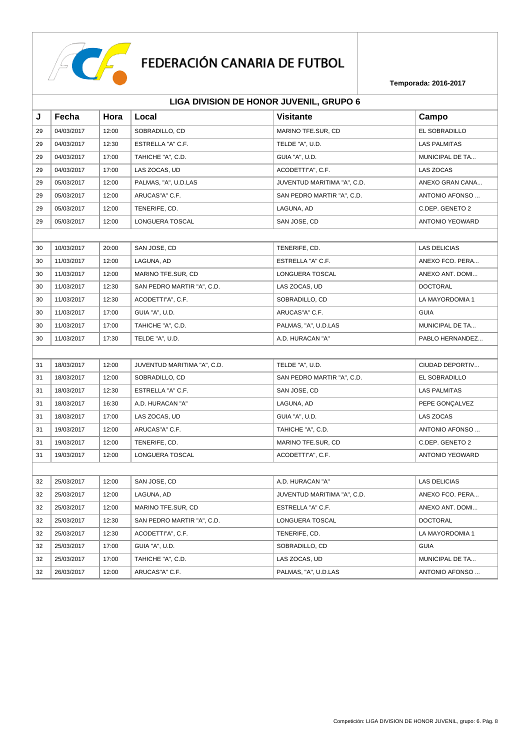# FEDERACIÓN CANARIA DE FUTBOL

**Temporada: 2016-2017**

## LIGA DIVISION DE HONOR JUVENIL, GRUPO 6

| J | Fecha | Hora | Local | Visitante | Campo |
|---|---|---|---|---|---|
| 29 | 04/03/2017 | 12:00 | SOBRADILLO, CD | MARINO TFE.SUR, CD | EL SOBRADILLO |
| 29 | 04/03/2017 | 12:30 | ESTRELLA "A" C.F. | TELDE "A", U.D. | LAS PALMITAS |
| 29 | 04/03/2017 | 17:00 | TAHICHE "A", C.D. | GUIA "A", U.D. | MUNICIPAL DE TA... |
| 29 | 04/03/2017 | 17:00 | LAS ZOCAS, UD | ACODETTI"A", C.F. | LAS ZOCAS |
| 29 | 05/03/2017 | 12:00 | PALMAS, "A", U.D.LAS | JUVENTUD MARITIMA "A", C.D. | ANEXO GRAN CANA... |
| 29 | 05/03/2017 | 12:00 | ARUCAS"A" C.F. | SAN PEDRO MARTIR "A", C.D. | ANTONIO AFONSO ... |
| 29 | 05/03/2017 | 12:00 | TENERIFE, CD. | LAGUNA, AD | C.DEP. GENETO 2 |
| 29 | 05/03/2017 | 12:00 | LONGUERA TOSCAL | SAN JOSE, CD | ANTONIO YEOWARD |
| | | | | | |
| 30 | 10/03/2017 | 20:00 | SAN JOSE, CD | TENERIFE, CD. | LAS DELICIAS |
| 30 | 11/03/2017 | 12:00 | LAGUNA, AD | ESTRELLA "A" C.F. | ANEXO FCO. PERA... |
| 30 | 11/03/2017 | 12:00 | MARINO TFE.SUR, CD | LONGUERA TOSCAL | ANEXO ANT. DOMI... |
| 30 | 11/03/2017 | 12:30 | SAN PEDRO MARTIR "A", C.D. | LAS ZOCAS, UD | DOCTORAL |
| 30 | 11/03/2017 | 12:30 | ACODETTI"A", C.F. | SOBRADILLO, CD | LA MAYORDOMIA 1 |
| 30 | 11/03/2017 | 17:00 | GUIA "A", U.D. | ARUCAS"A" C.F. | GUIA |
| 30 | 11/03/2017 | 17:00 | TAHICHE "A", C.D. | PALMAS, "A", U.D.LAS | MUNICIPAL DE TA... |
| 30 | 11/03/2017 | 17:30 | TELDE "A", U.D. | A.D. HURACAN "A" | PABLO HERNANDEZ... |
| | | | | | |
| 31 | 18/03/2017 | 12:00 | JUVENTUD MARITIMA "A", C.D. | TELDE "A", U.D. | CIUDAD DEPORTIV... |
| 31 | 18/03/2017 | 12:00 | SOBRADILLO, CD | SAN PEDRO MARTIR "A", C.D. | EL SOBRADILLO |
| 31 | 18/03/2017 | 12:30 | ESTRELLA "A" C.F. | SAN JOSE, CD | LAS PALMITAS |
| 31 | 18/03/2017 | 16:30 | A.D. HURACAN "A" | LAGUNA, AD | PEPE GONÇALVEZ |
| 31 | 18/03/2017 | 17:00 | LAS ZOCAS, UD | GUIA "A", U.D. | LAS ZOCAS |
| 31 | 19/03/2017 | 12:00 | ARUCAS"A" C.F. | TAHICHE "A", C.D. | ANTONIO AFONSO ... |
| 31 | 19/03/2017 | 12:00 | TENERIFE, CD. | MARINO TFE.SUR, CD | C.DEP. GENETO 2 |
| 31 | 19/03/2017 | 12:00 | LONGUERA TOSCAL | ACODETTI"A", C.F. | ANTONIO YEOWARD |
| | | | | | |
| 32 | 25/03/2017 | 12:00 | SAN JOSE, CD | A.D. HURACAN "A" | LAS DELICIAS |
| 32 | 25/03/2017 | 12:00 | LAGUNA, AD | JUVENTUD MARITIMA "A", C.D. | ANEXO FCO. PERA... |
| 32 | 25/03/2017 | 12:00 | MARINO TFE.SUR, CD | ESTRELLA "A" C.F. | ANEXO ANT. DOMI... |
| 32 | 25/03/2017 | 12:30 | SAN PEDRO MARTIR "A", C.D. | LONGUERA TOSCAL | DOCTORAL |
| 32 | 25/03/2017 | 12:30 | ACODETTI"A", C.F. | TENERIFE, CD. | LA MAYORDOMIA 1 |
| 32 | 25/03/2017 | 17:00 | GUIA "A", U.D. | SOBRADILLO, CD | GUIA |
| 32 | 25/03/2017 | 17:00 | TAHICHE "A", C.D. | LAS ZOCAS, UD | MUNICIPAL DE TA... |
| 32 | 26/03/2017 | 12:00 | ARUCAS"A" C.F. | PALMAS, "A", U.D.LAS | ANTONIO AFONSO ... |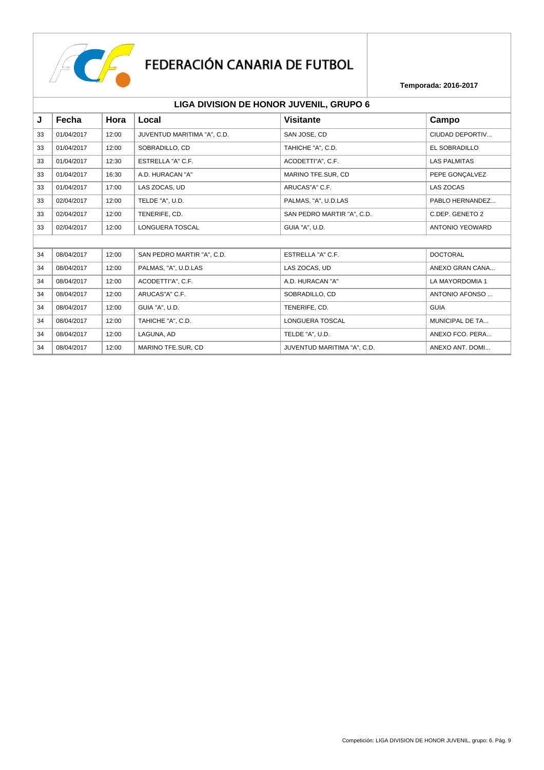# FEDERACIÓN CANARIA DE FUTBOL

**Temporada: 2016-2017**

## LIGA DIVISION DE HONOR JUVENIL, GRUPO 6

| J | Fecha | Hora | Local | Visitante | Campo |
|---|---|---|---|---|---|
| 33 | 01/04/2017 | 12:00 | JUVENTUD MARITIMA "A", C.D. | SAN JOSE, CD | CIUDAD DEPORTIV... |
| 33 | 01/04/2017 | 12:00 | SOBRADILLO, CD | TAHICHE "A", C.D. | EL SOBRADILLO |
| 33 | 01/04/2017 | 12:30 | ESTRELLA "A" C.F. | ACODETTI"A", C.F. | LAS PALMITAS |
| 33 | 01/04/2017 | 16:30 | A.D. HURACAN "A" | MARINO TFE.SUR, CD | PEPE GONÇALVEZ |
| 33 | 01/04/2017 | 17:00 | LAS ZOCAS, UD | ARUCAS"A" C.F. | LAS ZOCAS |
| 33 | 02/04/2017 | 12:00 | TELDE "A", U.D. | PALMAS, "A", U.D.LAS | PABLO HERNANDEZ... |
| 33 | 02/04/2017 | 12:00 | TENERIFE, CD. | SAN PEDRO MARTIR "A", C.D. | C.DEP. GENETO 2 |
| 33 | 02/04/2017 | 12:00 | LONGUERA TOSCAL | GUIA "A", U.D. | ANTONIO YEOWARD |
| | | | | | |
| 34 | 08/04/2017 | 12:00 | SAN PEDRO MARTIR "A", C.D. | ESTRELLA "A" C.F. | DOCTORAL |
| 34 | 08/04/2017 | 12:00 | PALMAS, "A", U.D.LAS | LAS ZOCAS, UD | ANEXO GRAN CANA... |
| 34 | 08/04/2017 | 12:00 | ACODETTI"A", C.F. | A.D. HURACAN "A" | LA MAYORDOMIA 1 |
| 34 | 08/04/2017 | 12:00 | ARUCAS"A" C.F. | SOBRADILLO, CD | ANTONIO AFONSO ... |
| 34 | 08/04/2017 | 12:00 | GUIA "A", U.D. | TENERIFE, CD. | GUIA |
| 34 | 08/04/2017 | 12:00 | TAHICHE "A", C.D. | LONGUERA TOSCAL | MUNICIPAL DE TA... |
| 34 | 08/04/2017 | 12:00 | LAGUNA, AD | TELDE "A", U.D. | ANEXO FCO. PERA... |
| 34 | 08/04/2017 | 12:00 | MARINO TFE.SUR, CD | JUVENTUD MARITIMA "A", C.D. | ANEXO ANT. DOMI... |

Competición: LIGA DIVISION DE HONOR JUVENIL, grupo: 6.